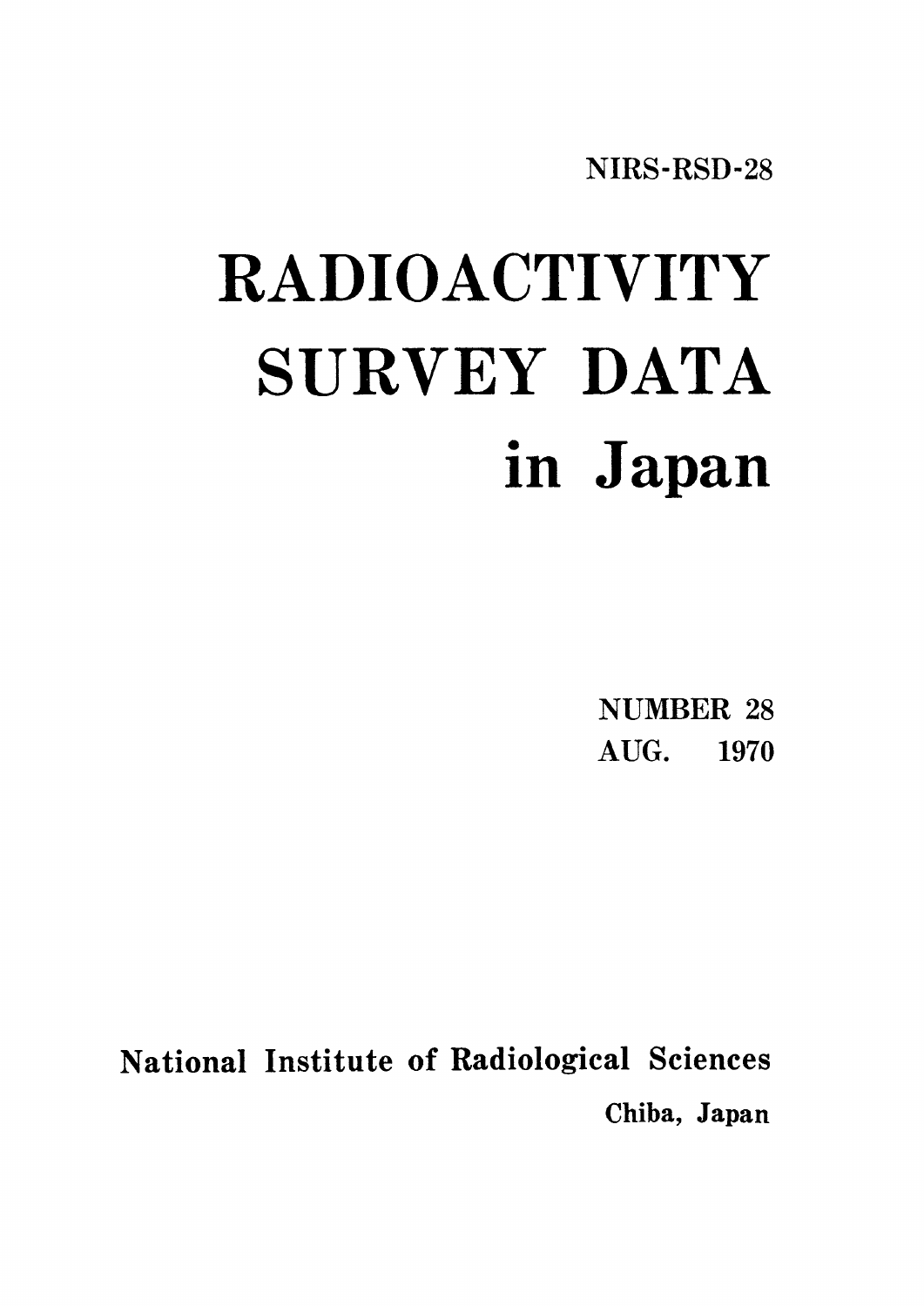NIRS-RSD-28

# RADIOACTIVITY SURVEY DATA in Japan

NUMBER 28
AUG. 1970

National Institute of Radiological Sciences
Chiba, Japan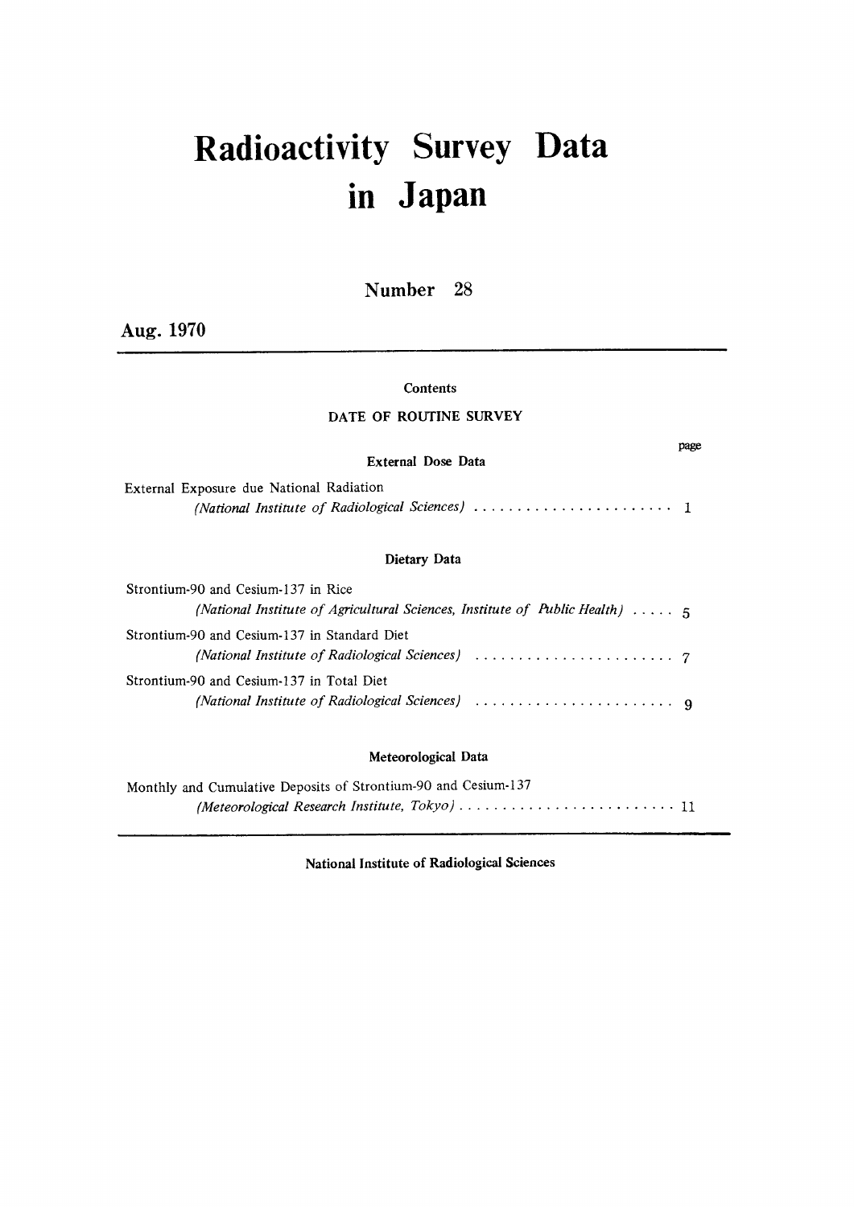# Radioactivity Survey Data in Japan

## Number 28

**Aug. 1970**

Contents

DATE OF ROUTINE SURVEY

page

**External Dose Data**

External Exposure due National Radiation
*(National Institute of Radiological Sciences)* ........................ 1

**Dietary Data**

Strontium-90 and Cesium-137 in Rice
*(National Institute of Agricultural Sciences, Institute of Public Health)* ..... 5

Strontium-90 and Cesium-137 in Standard Diet
*(National Institute of Radiological Sciences)* ........................ 7

Strontium-90 and Cesium-137 in Total Diet
*(National Institute of Radiological Sciences)* ........................ 9

**Meteorological Data**

Monthly and Cumulative Deposits of Strontium-90 and Cesium-137
*(Meteorological Research Institute, Tokyo)* .......................... 11

**National Institute of Radiological Sciences**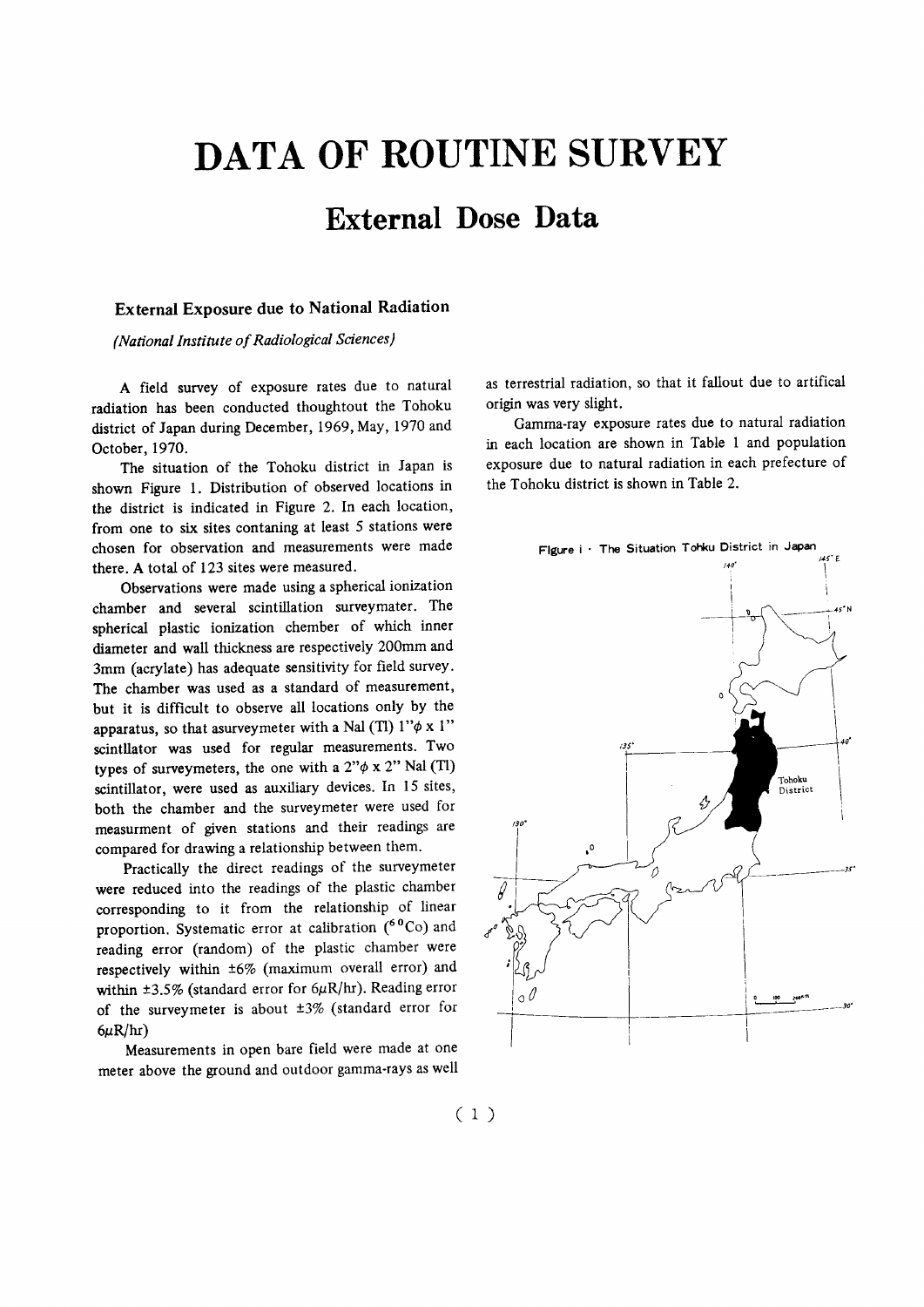# DATA OF ROUTINE SURVEY

## External Dose Data

### External Exposure due to National Radiation

*(National Institute of Radiological Sciences)*

A field survey of exposure rates due to natural radiation has been conducted thoughtout the Tohoku district of Japan during December, 1969, May, 1970 and October, 1970.

The situation of the Tohoku district in Japan is shown Figure 1. Distribution of observed locations in the district is indicated in Figure 2. In each location, from one to six sites contaning at least 5 stations were chosen for observation and measurements were made there. A total of 123 sites were measured.

Observations were made using a spherical ionization chamber and several scintillation surveymater. The spherical plastic ionization chember of which inner diameter and wall thickness are respectively 200mm and 3mm (acrylate) has adequate sensitivity for field survey. The chamber was used as a standard of measurement, but it is difficult to observe all locations only by the apparatus, so that asurveymeter with a NaI (Tl) 1"$\phi$ x 1" scintllator was used for regular measurements. Two types of surveymeters, the one with a 2"$\phi$ x 2" NaI (Tl) scintillator, were used as auxiliary devices. In 15 sites, both the chamber and the surveymeter were used for measurment of given stations and their readings are compared for drawing a relationship between them.

Practically the direct readings of the surveymeter were reduced into the readings of the plastic chamber corresponding to it from the relationship of linear proportion. Systematic error at calibration ($^{60}Co$) and reading error (random) of the plastic chamber were respectively within ±6% (maximum overall error) and within ±3.5% (standard error for 6$\mu$R/hr). Reading error of the surveymeter is about ±3% (standard error for 6$\mu$R/hr)

Measurements in open bare field were made at one meter above the ground and outdoor gamma-rays as well as terrestrial radiation, so that it fallout due to artifical origin was very slight.

Gamma-ray exposure rates due to natural radiation in each location are shown in Table 1 and population exposure due to natural radiation in each prefecture of the Tohoku district is shown in Table 2.

Figure 1 · The Situation Tohku District in Japan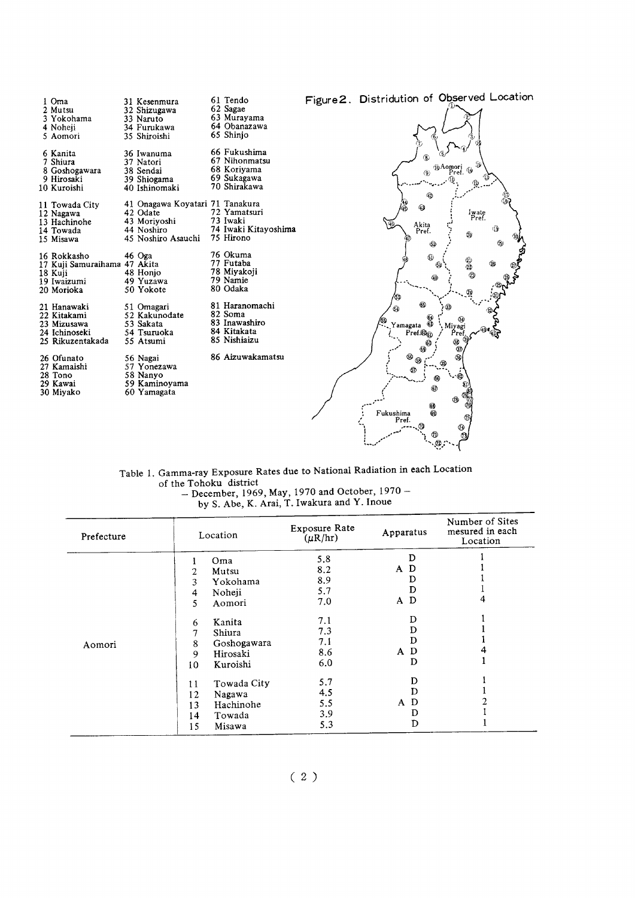1 Oma
2 Mutsu
3 Yokohama
4 Noheji
5 Aomori

6 Kanita
7 Shiura
8 Goshogawara
9 Hirosaki
10 Kuroishi

11 Towada City
12 Nagawa
13 Hachinohe
14 Towada
15 Misawa

16 Rokkasho
17 Kuji Samuraihama
18 Kuji
19 Iwaizumi
20 Morioka

21 Hanawaki
22 Kitakami
23 Mizusawa
24 Ichinoseki
25 Rikuzentakada

26 Ofunato
27 Kamaishi
28 Tono
29 Kawai
30 Miyako

31 Kesenmura
32 Shizugawa
33 Naruto
34 Furukawa
35 Shiroishi

36 Iwanuma
37 Natori
38 Sendai
39 Shiogama
40 Ishinomaki

41 Onagawa Koyatari
42 Odate
43 Moriyoshi
44 Noshiro
45 Noshiro Asauchi

46 Oga
47 Akita
48 Honjo
49 Yuzawa
50 Yokote

51 Omagari
52 Kakunodate
53 Sakata
54 Tsuruoka
55 Atsumi

56 Nagai
57 Yonezawa
58 Nanyo
59 Kaminoyama
60 Yamagata

61 Tendo
62 Sagae
63 Murayama
64 Obanazawa
65 Shinjo

66 Fukushima
67 Nihonmatsu
68 Koriyama
69 Sukagawa
70 Shirakawa

71 Tanakura
72 Yamatsuri
73 Iwaki
74 Iwaki Kitayoshima
75 Hirono

76 Okuma
77 Futaba
78 Miyakoji
79 Namie
80 Odaka

81 Haranomachi
82 Soma
83 Inawashiro
84 Kitakata
85 Nishiaizu

86 Aizuwakamatsu

Figure 2. Distridution of Observed Location

Table 1. Gamma-ray Exposure Rates due to National Radiation in each Location of the Tohoku district
– December, 1969, May, 1970 and October, 1970 –
by S. Abe, K. Arai, T. Iwakura and Y. Inoue

| Prefecture | Location | | Exposure Rate (μR/hr) | Apparatus | Number of Sites mesured in each Location |
|---|---|---|---|---|---|
| Aomori | 1 | Oma | 5.8 | D | 1 |
| | 2 | Mutsu | 8.2 | A D | 1 |
| | 3 | Yokohama | 8.9 | D | 1 |
| | 4 | Noheji | 5.7 | D | 1 |
| | 5 | Aomori | 7.0 | A D | 4 |
| | 6 | Kanita | 7.1 | D | 1 |
| | 7 | Shiura | 7.3 | D | 1 |
| | 8 | Goshogawara | 7.1 | D | 1 |
| | 9 | Hirosaki | 8.6 | A D | 4 |
| | 10 | Kuroishi | 6.0 | D | 1 |
| | 11 | Towada City | 5.7 | D | 1 |
| | 12 | Nagawa | 4.5 | D | 1 |
| | 13 | Hachinohe | 5.5 | A D | 2 |
| | 14 | Towada | 3.9 | D | 1 |
| | 15 | Misawa | 5.3 | D | 1 |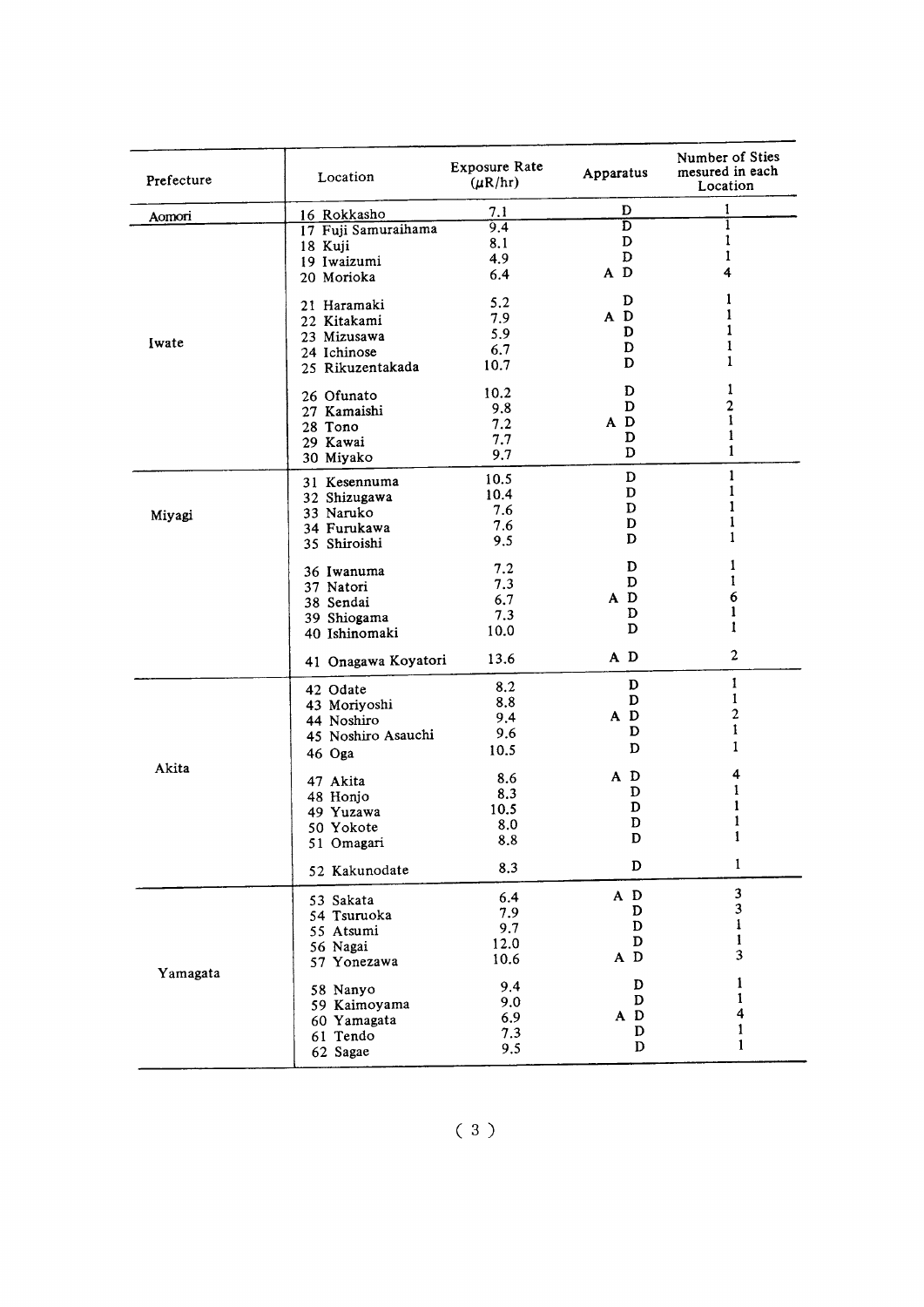| Prefecture | Location | Exposure Rate ($\mu$R/hr) | Apparatus | Number of Sties mesured in each Location |
|---|---|---|---|---|
| Aomori | 16 Rokkasho | 7.1 | D | 1 |
| Iwate | 17 Fuji Samuraihama | 9.4 | D | 1 |
| | 18 Kuji | 8.1 | D | 1 |
| | 19 Iwaizumi | 4.9 | D | 1 |
| | 20 Morioka | 6.4 | A D | 4 |
| | 21 Haramaki | 5.2 | D | 1 |
| | 22 Kitakami | 7.9 | A D | 1 |
| | 23 Mizusawa | 5.9 | D | 1 |
| | 24 Ichinose | 6.7 | D | 1 |
| | 25 Rikuzentakada | 10.7 | D | 1 |
| | 26 Ofunato | 10.2 | D | 1 |
| | 27 Kamaishi | 9.8 | D | 2 |
| | 28 Tono | 7.2 | A D | 1 |
| | 29 Kawai | 7.7 | D | 1 |
| | 30 Miyako | 9.7 | D | 1 |
| Miyagi | 31 Kesennuma | 10.5 | D | 1 |
| | 32 Shizugawa | 10.4 | D | 1 |
| | 33 Naruko | 7.6 | D | 1 |
| | 34 Furukawa | 7.6 | D | 1 |
| | 35 Shiroishi | 9.5 | D | 1 |
| | 36 Iwanuma | 7.2 | D | 1 |
| | 37 Natori | 7.3 | D | 1 |
| | 38 Sendai | 6.7 | A D | 6 |
| | 39 Shiogama | 7.3 | D | 1 |
| | 40 Ishinomaki | 10.0 | D | 1 |
| | 41 Onagawa Koyatori | 13.6 | A D | 2 |
| Akita | 42 Odate | 8.2 | D | 1 |
| | 43 Moriyoshi | 8.8 | D | 1 |
| | 44 Noshiro | 9.4 | A D | 2 |
| | 45 Noshiro Asauchi | 9.6 | D | 1 |
| | 46 Oga | 10.5 | D | 1 |
| | 47 Akita | 8.6 | A D | 4 |
| | 48 Honjo | 8.3 | D | 1 |
| | 49 Yuzawa | 10.5 | D | 1 |
| | 50 Yokote | 8.0 | D | 1 |
| | 51 Omagari | 8.8 | D | 1 |
| | 52 Kakunodate | 8.3 | D | 1 |
| Yamagata | 53 Sakata | 6.4 | A D | 3 |
| | 54 Tsuruoka | 7.9 | D | 3 |
| | 55 Atsumi | 9.7 | D | 1 |
| | 56 Nagai | 12.0 | D | 1 |
| | 57 Yonezawa | 10.6 | A D | 3 |
| | 58 Nanyo | 9.4 | D | 1 |
| | 59 Kaimoyama | 9.0 | D | 1 |
| | 60 Yamagata | 6.9 | A D | 4 |
| | 61 Tendo | 7.3 | D | 1 |
| | 62 Sagae | 9.5 | D | 1 |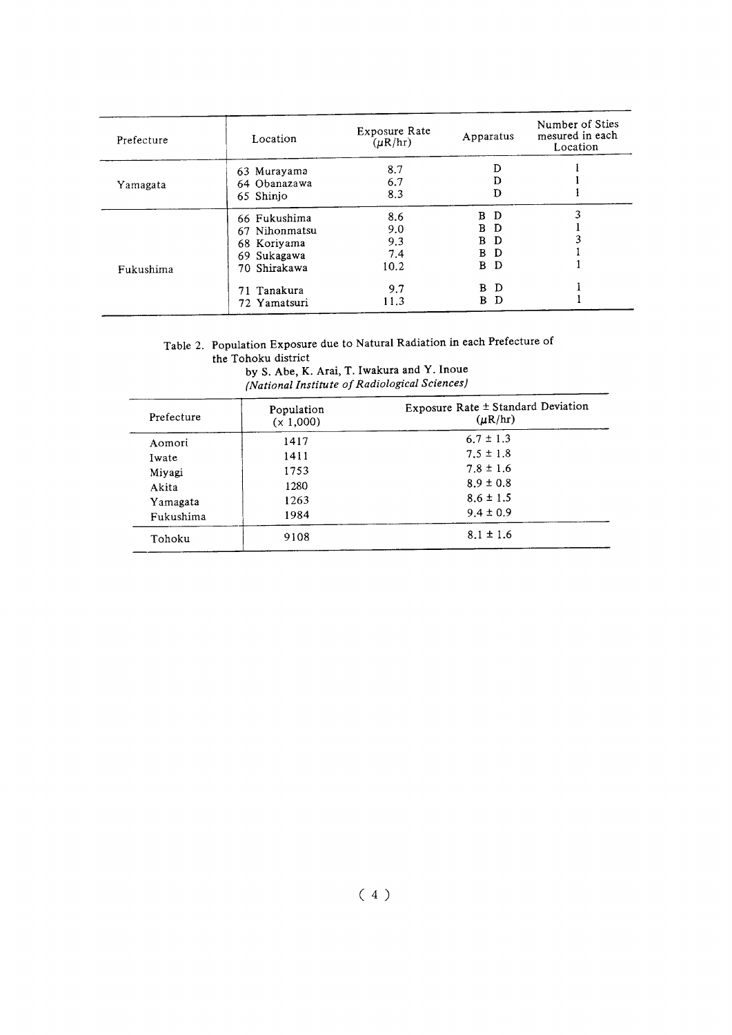| Prefecture | Location | Exposure Rate ($\mu$R/hr) | Apparatus | Number of Sties mesured in each Location |
|---|---|---|---|---|
| Yamagata | 63 Murayama | 8.7 | D | 1 |
| | 64 Obanazawa | 6.7 | D | 1 |
| | 65 Shinjo | 8.3 | D | 1 |
| Fukushima | 66 Fukushima | 8.6 | B D | 3 |
| | 67 Nihonmatsu | 9.0 | B D | 1 |
| | 68 Koriyama | 9.3 | B D | 3 |
| | 69 Sukagawa | 7.4 | B D | 1 |
| | 70 Shirakawa | 10.2 | B D | 1 |
| | 71 Tanakura | 9.7 | B D | 1 |
| | 72 Yamatsuri | 11.3 | B D | 1 |

Table 2. Population Exposure due to Natural Radiation in each Prefecture of the Tohoku district

by S. Abe, K. Arai, T. Iwakura and Y. Inoue
*(National Institute of Radiological Sciences)*

| Prefecture | Population (x 1,000) | Exposure Rate ± Standard Deviation ($\mu$R/hr) |
|---|---|---|
| Aomori | 1417 | 6.7 ± 1.3 |
| Iwate | 1411 | 7.5 ± 1.8 |
| Miyagi | 1753 | 7.8 ± 1.6 |
| Akita | 1280 | 8.9 ± 0.8 |
| Yamagata | 1263 | 8.6 ± 1.5 |
| Fukushima | 1984 | 9.4 ± 0.9 |
| Tohoku | 9108 | 8.1 ± 1.6 |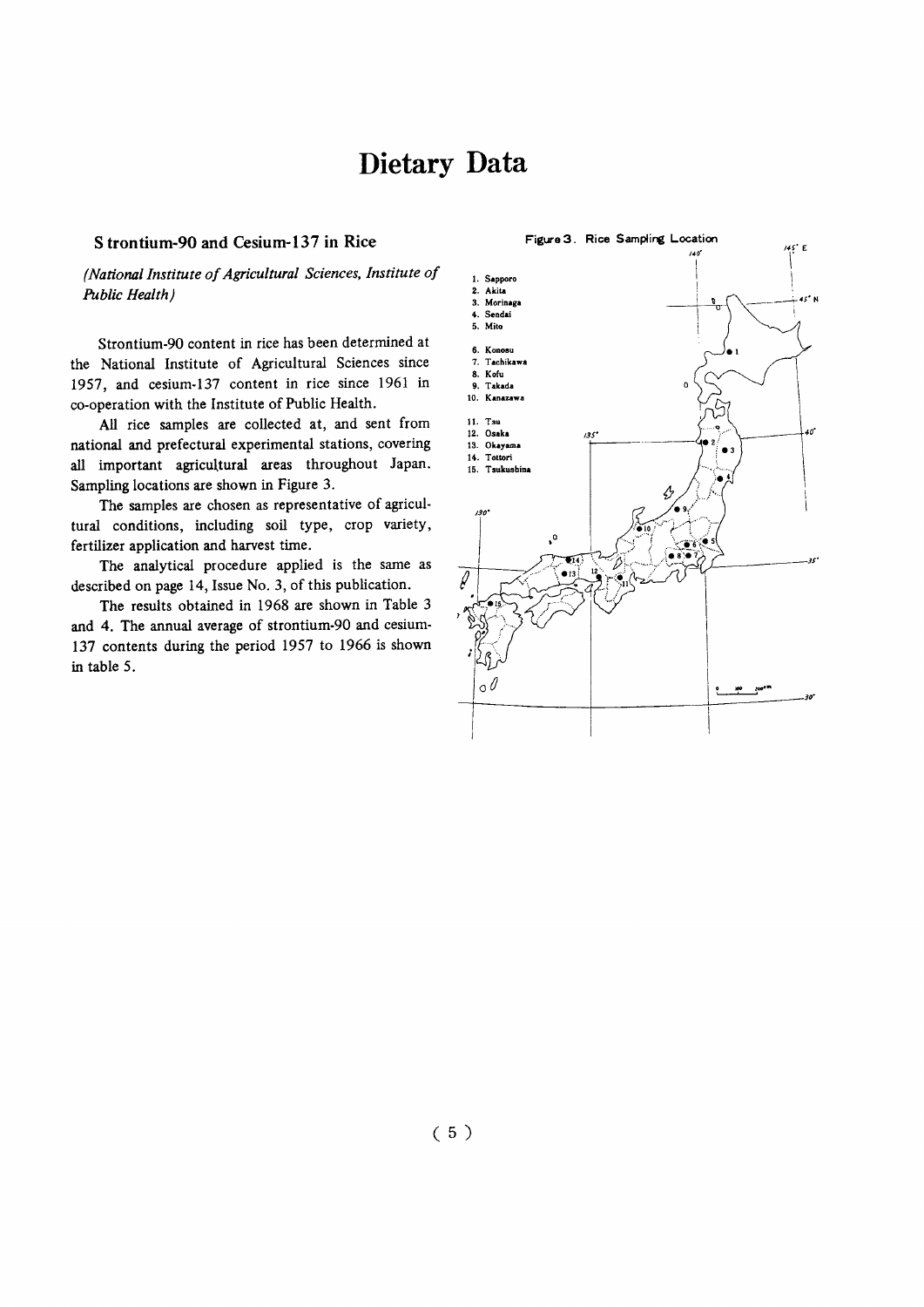# Dietary Data

## Strontium-90 and Cesium-137 in Rice

*(National Institute of Agricultural Sciences, Institute of Public Health)*

Strontium-90 content in rice has been determined at the National Institute of Agricultural Sciences since 1957, and cesium-137 content in rice since 1961 in co-operation with the Institute of Public Health.

All rice samples are collected at, and sent from national and prefectural experimental stations, covering all important agricultural areas throughout Japan. Sampling locations are shown in Figure 3.

The samples are chosen as representative of agricultural conditions, including soil type, crop variety, fertilizer application and harvest time.

The analytical procedure applied is the same as described on page 14, Issue No. 3, of this publication.

The results obtained in 1968 are shown in Table 3 and 4. The annual average of strontium-90 and cesium-137 contents during the period 1957 to 1966 is shown in table 5.

Figure 3. Rice Sampling Location

1. Sapporo
2. Akita
3. Morinaga
4. Sendai
5. Mito
6. Konosu
7. Tachikawa
8. Kofu
9. Takada
10. Kanazawa
11. Tsu
12. Osaka
13. Okayama
14. Tottori
15. Tsukushino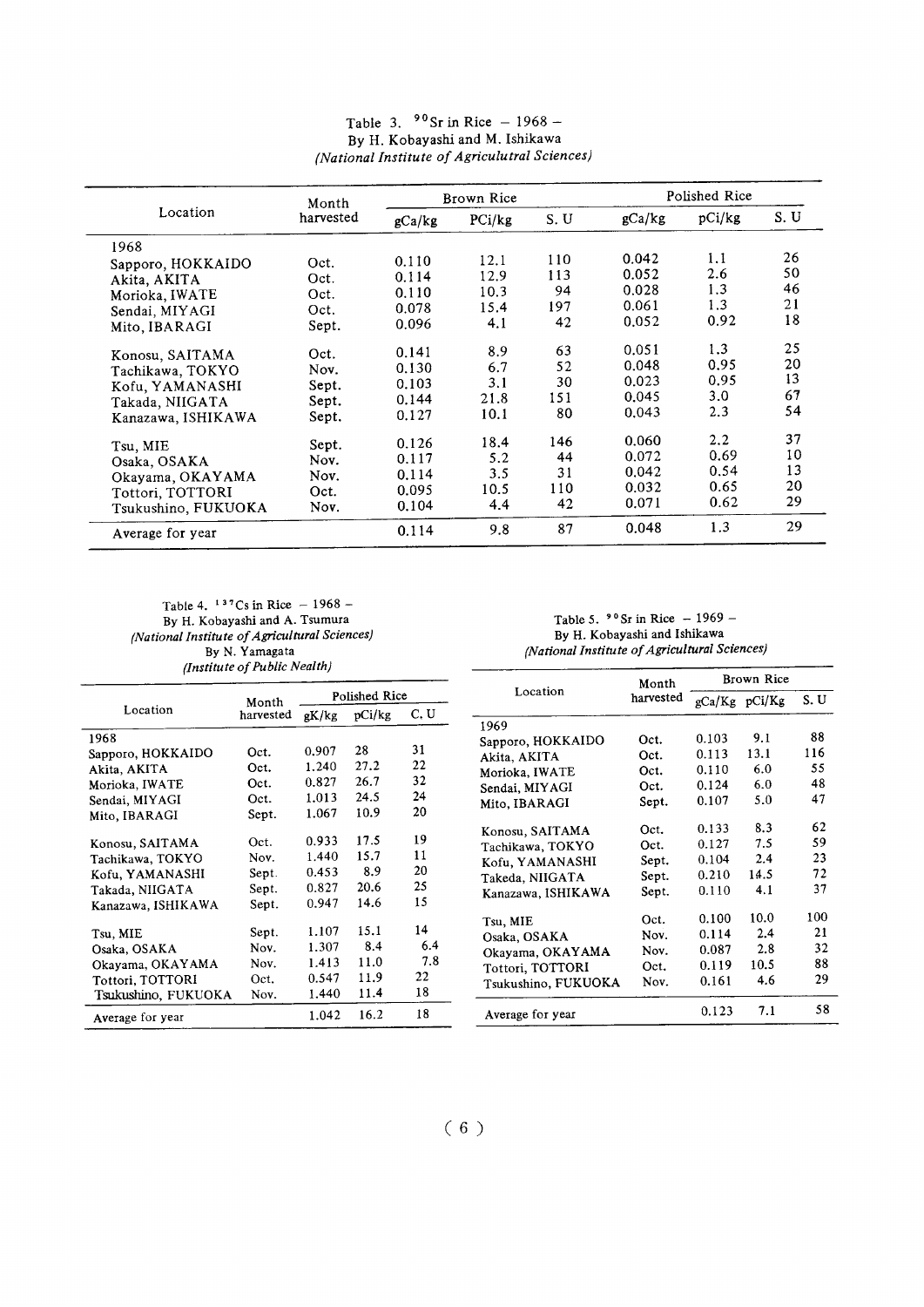Table 3. $^{90}Sr$ in Rice – 1968 –
By H. Kobayashi and M. Ishikawa
*(National Institute of Agriculutral Sciences)*

| Location | Month harvested | Brown Rice | | | Polished Rice | | |
|---|---|---|---|---|---|---|---|
| | | gCa/kg | PCi/kg | S. U | gCa/kg | pCi/kg | S. U |
| 1968 | | | | | | | |
| Sapporo, HOKKAIDO | Oct. | 0.110 | 12.1 | 110 | 0.042 | 1.1 | 26 |
| Akita, AKITA | Oct. | 0.114 | 12.9 | 113 | 0.052 | 2.6 | 50 |
| Morioka, IWATE | Oct. | 0.110 | 10.3 | 94 | 0.028 | 1.3 | 46 |
| Sendai, MIYAGI | Oct. | 0.078 | 15.4 | 197 | 0.061 | 1.3 | 21 |
| Mito, IBARAGI | Sept. | 0.096 | 4.1 | 42 | 0.052 | 0.92 | 18 |
| Konosu, SAITAMA | Oct. | 0.141 | 8.9 | 63 | 0.051 | 1.3 | 25 |
| Tachikawa, TOKYO | Nov. | 0.130 | 6.7 | 52 | 0.048 | 0.95 | 20 |
| Kofu, YAMANASHI | Sept. | 0.103 | 3.1 | 30 | 0.023 | 0.95 | 13 |
| Takada, NIIGATA | Sept. | 0.144 | 21.8 | 151 | 0.045 | 3.0 | 67 |
| Kanazawa, ISHIKAWA | Sept. | 0.127 | 10.1 | 80 | 0.043 | 2.3 | 54 |
| Tsu, MIE | Sept. | 0.126 | 18.4 | 146 | 0.060 | 2.2 | 37 |
| Osaka, OSAKA | Nov. | 0.117 | 5.2 | 44 | 0.072 | 0.69 | 10 |
| Okayama, OKAYAMA | Nov. | 0.114 | 3.5 | 31 | 0.042 | 0.54 | 13 |
| Tottori, TOTTORI | Oct. | 0.095 | 10.5 | 110 | 0.032 | 0.65 | 20 |
| Tsukushino, FUKUOKA | Nov. | 0.104 | 4.4 | 42 | 0.071 | 0.62 | 29 |
| Average for year | | 0.114 | 9.8 | 87 | 0.048 | 1.3 | 29 |

Table 4. $^{137}Cs$ in Rice – 1968 –
By H. Kobayashi and A. Tsumura
*(National Institute of Agricultural Sciences)*
By N. Yamagata
*(Institute of Public Nealth)*

| Location | Month harvested | Polished Rice | | |
|---|---|---|---|---|
| | | gK/kg | pCi/kg | C. U |
| 1968 | | | | |
| Sapporo, HOKKAIDO | Oct. | 0.907 | 28 | 31 |
| Akita, AKITA | Oct. | 1.240 | 27.2 | 22 |
| Morioka, IWATE | Oct. | 0.827 | 26.7 | 32 |
| Sendai, MIYAGI | Oct. | 1.013 | 24.5 | 24 |
| Mito, IBARAGI | Sept. | 1.067 | 10.9 | 20 |
| Konosu, SAITAMA | Oct. | 0.933 | 17.5 | 19 |
| Tachikawa, TOKYO | Nov. | 1.440 | 15.7 | 11 |
| Kofu, YAMANASHI | Sept. | 0.453 | 8.9 | 20 |
| Takada, NIIGATA | Sept. | 0.827 | 20.6 | 25 |
| Kanazawa, ISHIKAWA | Sept. | 0.947 | 14.6 | 15 |
| Tsu, MIE | Sept. | 1.107 | 15.1 | 14 |
| Osaka, OSAKA | Nov. | 1.307 | 8.4 | 6.4 |
| Okayama, OKAYAMA | Nov. | 1.413 | 11.0 | 7.8 |
| Tottori, TOTTORI | Oct. | 0.547 | 11.9 | 22 |
| Tsukushino, FUKUOKA | Nov. | 1.440 | 11.4 | 18 |
| Average for year | | 1.042 | 16.2 | 18 |

Table 5. $^{90}Sr$ in Rice – 1969 –
By H. Kobayashi and Ishikawa
*(National Institute of Agricultural Sciences)*

| Location | Month harvested | Brown Rice | | |
|---|---|---|---|---|
| | | gCa/Kg | pCi/Kg | S. U |
| 1969 | | | | |
| Sapporo, HOKKAIDO | Oct. | 0.103 | 9.1 | 88 |
| Akita, AKITA | Oct. | 0.113 | 13.1 | 116 |
| Morioka, IWATE | Oct. | 0.110 | 6.0 | 55 |
| Sendai, MIYAGI | Oct. | 0.124 | 6.0 | 48 |
| Mito, IBARAGI | Sept. | 0.107 | 5.0 | 47 |
| Konosu, SAITAMA | Oct. | 0.133 | 8.3 | 62 |
| Tachikawa, TOKYO | Oct. | 0.127 | 7.5 | 59 |
| Kofu, YAMANASHI | Sept. | 0.104 | 2.4 | 23 |
| Takeda, NIIGATA | Sept. | 0.210 | 14.5 | 72 |
| Kanazawa, ISHIKAWA | Sept. | 0.110 | 4.1 | 37 |
| Tsu, MIE | Oct. | 0.100 | 10.0 | 100 |
| Osaka, OSAKA | Nov. | 0.114 | 2.4 | 21 |
| Okayama, OKAYAMA | Nov. | 0.087 | 2.8 | 32 |
| Tottori, TOTTORI | Oct. | 0.119 | 10.5 | 88 |
| Tsukushino, FUKUOKA | Nov. | 0.161 | 4.6 | 29 |
| Average for year | | 0.123 | 7.1 | 58 |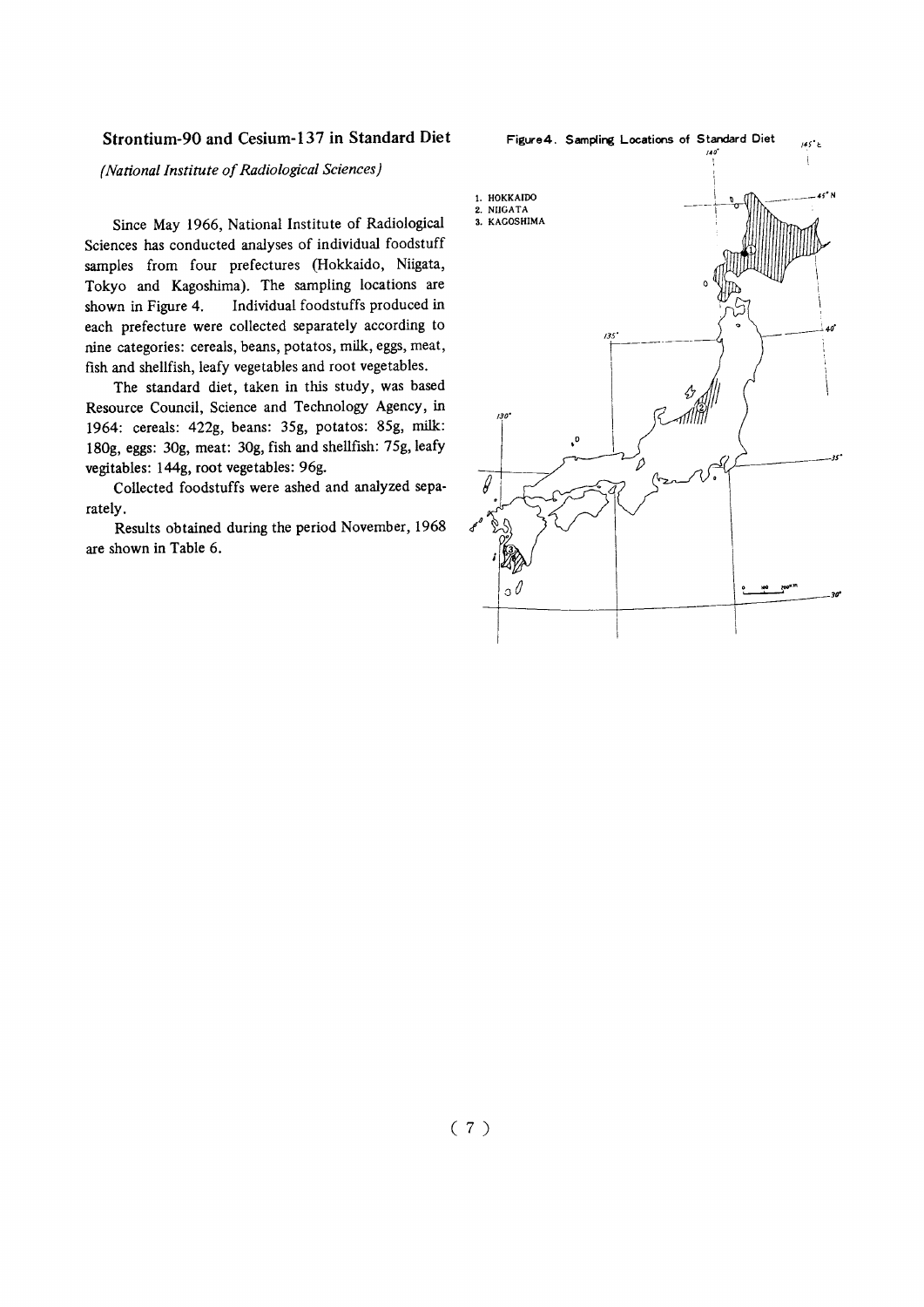## Strontium-90 and Cesium-137 in Standard Diet

*(National Institute of Radiological Sciences)*

Since May 1966, National Institute of Radiological Sciences has conducted analyses of individual foodstuff samples from four prefectures (Hokkaido, Niigata, Tokyo and Kagoshima). The sampling locations are shown in Figure 4. Individual foodstuffs produced in each prefecture were collected separately according to nine categories: cereals, beans, potatos, milk, eggs, meat, fish and shellfish, leafy vegetables and root vegetables.

The standard diet, taken in this study, was based Resource Council, Science and Technology Agency, in 1964: cereals: 422g, beans: 35g, potatos: 85g, milk: 180g, eggs: 30g, meat: 30g, fish and shellfish: 75g, leafy vegitables: 144g, root vegetables: 96g.

Collected foodstuffs were ashed and analyzed separately.

Results obtained during the period November, 1968 are shown in Table 6.

Figure 4. Sampling Locations of Standard Diet

1. HOKKAIDO
2. NIIGATA
3. KAGOSHIMA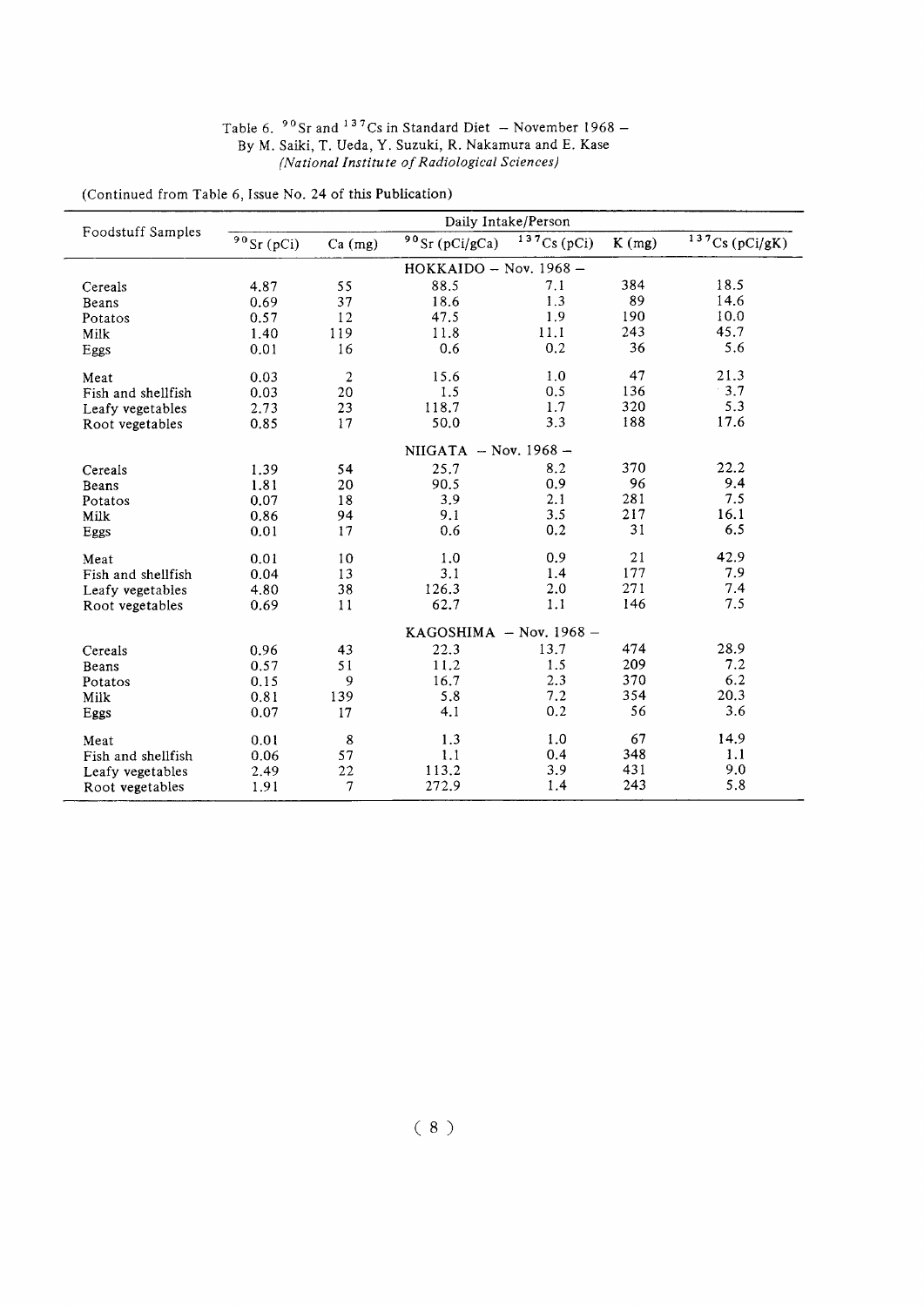Table 6. $^{90}Sr$ and $^{137}Cs$ in Standard Diet – November 1968 –
By M. Saiki, T. Ueda, Y. Suzuki, R. Nakamura and E. Kase
*(National Institute of Radiological Sciences)*

(Continued from Table 6, Issue No. 24 of this Publication)

| Foodstuff Samples | Daily Intake/Person | | | | | |
|---|---|---|---|---|---|---|
| | $^{90}Sr$ (pCi) | Ca (mg) | $^{90}Sr$ (pCi/gCa) | $^{137}Cs$ (pCi) | K (mg) | $^{137}Cs$ (pCi/gK) |
| | | | HOKKAIDO – Nov. 1968 – | | | |
| Cereals | 4.87 | 55 | 88.5 | 7.1 | 384 | 18.5 |
| Beans | 0.69 | 37 | 18.6 | 1.3 | 89 | 14.6 |
| Potatos | 0.57 | 12 | 47.5 | 1.9 | 190 | 10.0 |
| Milk | 1.40 | 119 | 11.8 | 11.1 | 243 | 45.7 |
| Eggs | 0.01 | 16 | 0.6 | 0.2 | 36 | 5.6 |
| Meat | 0.03 | 2 | 15.6 | 1.0 | 47 | 21.3 |
| Fish and shellfish | 0.03 | 20 | 1.5 | 0.5 | 136 | 3.7 |
| Leafy vegetables | 2.73 | 23 | 118.7 | 1.7 | 320 | 5.3 |
| Root vegetables | 0.85 | 17 | 50.0 | 3.3 | 188 | 17.6 |
| | | | NIIGATA – Nov. 1968 – | | | |
| Cereals | 1.39 | 54 | 25.7 | 8.2 | 370 | 22.2 |
| Beans | 1.81 | 20 | 90.5 | 0.9 | 96 | 9.4 |
| Potatos | 0.07 | 18 | 3.9 | 2.1 | 281 | 7.5 |
| Milk | 0.86 | 94 | 9.1 | 3.5 | 217 | 16.1 |
| Eggs | 0.01 | 17 | 0.6 | 0.2 | 31 | 6.5 |
| Meat | 0.01 | 10 | 1.0 | 0.9 | 21 | 42.9 |
| Fish and shellfish | 0.04 | 13 | 3.1 | 1.4 | 177 | 7.9 |
| Leafy vegetables | 4.80 | 38 | 126.3 | 2.0 | 271 | 7.4 |
| Root vegetables | 0.69 | 11 | 62.7 | 1.1 | 146 | 7.5 |
| | | | KAGOSHIMA – Nov. 1968 – | | | |
| Cereals | 0.96 | 43 | 22.3 | 13.7 | 474 | 28.9 |
| Beans | 0.57 | 51 | 11.2 | 1.5 | 209 | 7.2 |
| Potatos | 0.15 | 9 | 16.7 | 2.3 | 370 | 6.2 |
| Milk | 0.81 | 139 | 5.8 | 7.2 | 354 | 20.3 |
| Eggs | 0.07 | 17 | 4.1 | 0.2 | 56 | 3.6 |
| Meat | 0.01 | 8 | 1.3 | 1.0 | 67 | 14.9 |
| Fish and shellfish | 0.06 | 57 | 1.1 | 0.4 | 348 | 1.1 |
| Leafy vegetables | 2.49 | 22 | 113.2 | 3.9 | 431 | 9.0 |
| Root vegetables | 1.91 | 7 | 272.9 | 1.4 | 243 | 5.8 |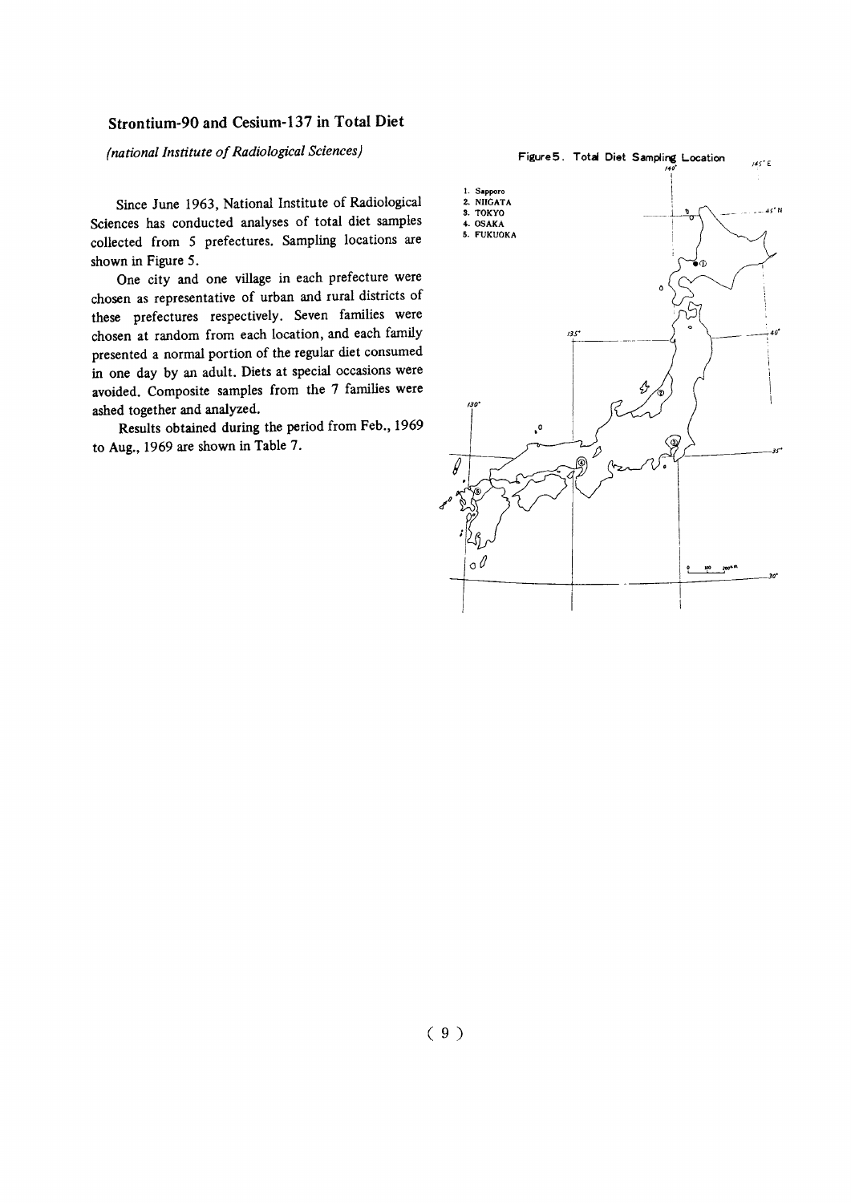## Strontium-90 and Cesium-137 in Total Diet

*(national Institute of Radiological Sciences)*

Since June 1963, National Institute of Radiological Sciences has conducted analyses of total diet samples collected from 5 prefectures. Sampling locations are shown in Figure 5.

One city and one village in each prefecture were chosen as representative of urban and rural districts of these prefectures respectively. Seven families were chosen at random from each location, and each family presented a normal portion of the regular diet consumed in one day by an adult. Diets at special occasions were avoided. Composite samples from the 7 families were ashed together and analyzed.

Results obtained during the period from Feb., 1969 to Aug., 1969 are shown in Table 7.

Figure 5. Total Diet Sampling Location

1. Sapporo
2. NIIGATA
3. TOKYO
4. OSAKA
5. FUKUOKA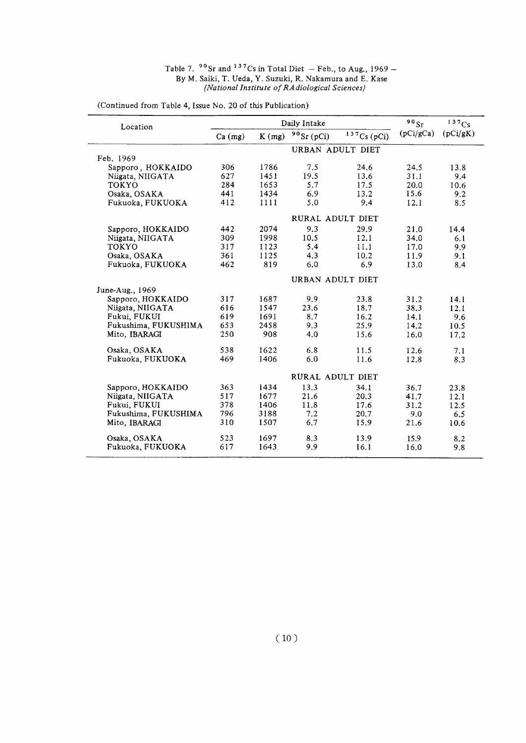Table 7. $^{90}Sr$ and $^{137}Cs$ in Total Diet – Feb., to Aug., 1969 –
By M. Saiki, T. Ueda, Y. Suzuki, R. Nakamura and E. Kase
*(National Institute of RAdiological Sciences)*

(Continued from Table 4, Issue No. 20 of this Publication)

| Location | Daily Intake | | | | $^{90}Sr$ | $^{137}Cs$ |
|---|---|---|---|---|---|---|
| | Ca (mg) | K (mg) | $^{90}Sr$ (pCi) | $^{137}Cs$ (pCi) | (pCi/gCa) | (pCi/gK) |
| | URBAN ADULT DIET | | | | | |
| Feb. 1969 | | | | | | |
| Sapporo, HOKKAIDO | 306 | 1786 | 7.5 | 24.6 | 24.5 | 13.8 |
| Niigata, NIIGATA | 627 | 1451 | 19.5 | 13.6 | 31.1 | 9.4 |
| TOKYO | 284 | 1653 | 5.7 | 17.5 | 20.0 | 10.6 |
| Osaka, OSAKA | 441 | 1434 | 6.9 | 13.2 | 15.6 | 9.2 |
| Fukuoka, FUKUOKA | 412 | 1111 | 5.0 | 9.4 | 12.1 | 8.5 |
| | RURAL ADULT DIET | | | | | |
| Sapporo, HOKKAIDO | 442 | 2074 | 9.3 | 29.9 | 21.0 | 14.4 |
| Niigata, NIIGATA | 309 | 1998 | 10.5 | 12.1 | 34.0 | 6.1 |
| TOKYO | 317 | 1123 | 5.4 | 11.1 | 17.0 | 9.9 |
| Osaka, OSAKA | 361 | 1125 | 4.3 | 10.2 | 11.9 | 9.1 |
| Fukuoka, FUKUOKA | 462 | 819 | 6.0 | 6.9 | 13.0 | 8.4 |
| | URBAN ADULT DIET | | | | | |
| June-Aug., 1969 | | | | | | |
| Sapporo, HOKKAIDO | 317 | 1687 | 9.9 | 23.8 | 31.2 | 14.1 |
| Niigata, NIIGATA | 616 | 1547 | 23.6 | 18.7 | 38.3 | 12.1 |
| Fukui, FUKUI | 619 | 1691 | 8.7 | 16.2 | 14.1 | 9.6 |
| Fukushima, FUKUSHIMA | 653 | 2458 | 9.3 | 25.9 | 14.2 | 10.5 |
| Mito, IBARAGI | 250 | 908 | 4.0 | 15.6 | 16.0 | 17.2 |
| Osaka, OSAKA | 538 | 1622 | 6.8 | 11.5 | 12.6 | 7.1 |
| Fukuoka, FUKUOKA | 469 | 1406 | 6.0 | 11.6 | 12.8 | 8.3 |
| | RURAL ADULT DIET | | | | | |
| Sapporo, HOKKAIDO | 363 | 1434 | 13.3 | 34.1 | 36.7 | 23.8 |
| Niigata, NIIGATA | 517 | 1677 | 21.6 | 20.3 | 41.7 | 12.1 |
| Fukui, FUKUI | 378 | 1406 | 11.8 | 17.6 | 31.2 | 12.5 |
| Fukushima, FUKUSHIMA | 796 | 3188 | 7.2 | 20.7 | 9.0 | 6.5 |
| Mito, IBARAGI | 310 | 1507 | 6.7 | 15.9 | 21.6 | 10.6 |
| Osaka, OSAKA | 523 | 1697 | 8.3 | 13.9 | 15.9 | 8.2 |
| Fukuoka, FUKUOKA | 617 | 1643 | 9.9 | 16.1 | 16.0 | 9.8 |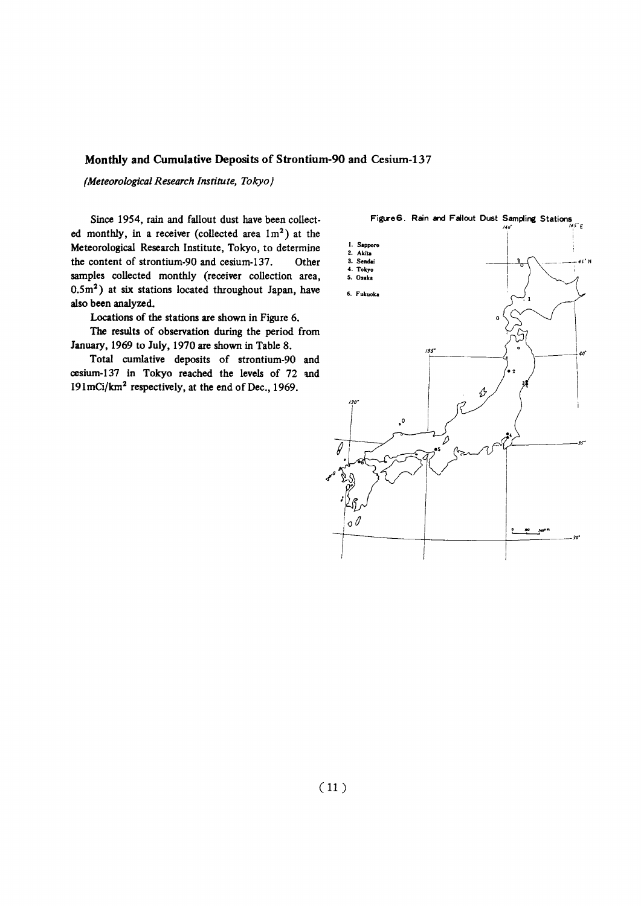## Monthly and Cumulative Deposits of Strontium-90 and Cesium-137

*(Meteorological Research Institute, Tokyo)*

Since 1954, rain and fallout dust have been collected monthly, in a receiver (collected area $1m^2$) at the Meteorological Research Institute, Tokyo, to determine the content of strontium-90 and cesium-137. Other samples collected monthly (receiver collection area, $0.5m^2$) at six stations located throughout Japan, have also been analyzed.

Locations of the stations are shown in Figure 6.

The results of observation during the period from January, 1969 to July, 1970 are shown in Table 8.

Total cumlative deposits of strontium-90 and cesium-137 in Tokyo reached the levels of 72 and $191 mCi/km^2$ respectively, at the end of Dec., 1969.

Figure 6. Rain and Fallout Dust Sampling Stations

1. Sapporo
2. Akita
3. Sendai
4. Tokyo
5. Osaka
6. Fukuoka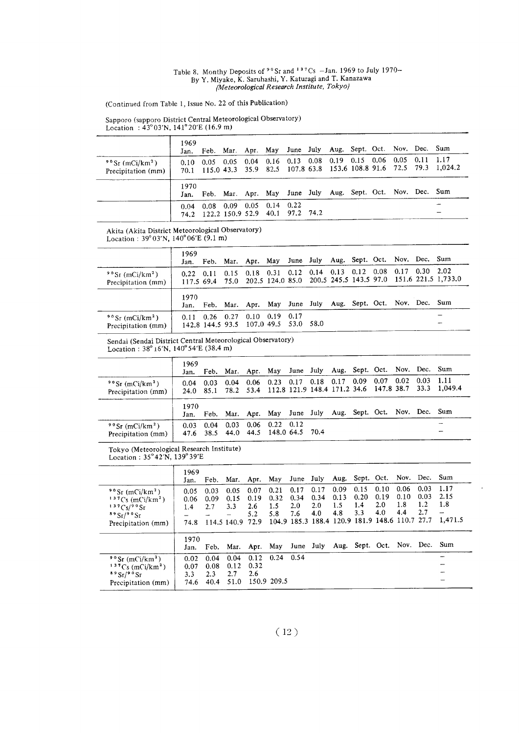Table 8. Monthy Deposits of $^{90}Sr$ and $^{137}Cs$ –Jan. 1969 to July 1970–
By Y. Miyake, K. Saruhashi, Y. Katuragi and T. Kanazawa
*(Meteorological Research Institute, Tokyo)*

(Continued from Table 1, Issue No. 22 of this Publication)

Sapporo (sapporo District Central Meteorological Observatory)
Location : 43°03′N, 141°20′E (16.9 m)

| 1969 | Jan. | Feb. | Mar. | Apr. | May | June | July | Aug. | Sept. | Oct. | Nov. | Dec. | Sum |
|---|---|---|---|---|---|---|---|---|---|---|---|---|---|
| $^{90}Sr$ (mCi/km$^2$) | 0.10 | 0.05 | 0.05 | 0.04 | 0.16 | 0.13 | 0.08 | 0.19 | 0.15 | 0.06 | 0.05 | 0.11 | 1.17 |
| Precipitation (mm) | 70.1 | 115.0 | 43.3 | 35.9 | 82.5 | 107.8 | 63.8 | 153.6 | 108.8 | 91.6 | 72.5 | 79.3 | 1,024.2 |
| **1970** | **Jan.** | **Feb.** | **Mar.** | **Apr.** | **May** | **June** | **July** | **Aug.** | **Sept.** | **Oct.** | **Nov.** | **Dec.** | **Sum** |
| | 0.04 | 0.08 | 0.09 | 0.05 | 0.14 | 0.22 | | | | | | | – |
| | 74.2 | 122.2 | 150.9 | 52.9 | 40.1 | 97.2 | 74.2 | | | | | | – |

Akita (Akita District Meteorological Observatory)
Location : 39°03′N, 140°06′E (9.1 m)

| 1969 | Jan. | Feb. | Mar. | Apr. | May | June | July | Aug. | Sept. | Oct. | Nov. | Dec. | Sum |
|---|---|---|---|---|---|---|---|---|---|---|---|---|---|
| $^{90}Sr$ (mCi/km$^2$) | 0.22 | 0.11 | 0.15 | 0.18 | 0.31 | 0.12 | 0.14 | 0.13 | 0.12 | 0.08 | 0.17 | 0.30 | 2.02 |
| Precipitation (mm) | 117.5 | 69.4 | 75.0 | 202.5 | 124.0 | 85.0 | 200.5 | 245.5 | 143.5 | 97.0 | 151.6 | 221.5 | 1,733.0 |
| **1970** | **Jan.** | **Feb.** | **Mar.** | **Apr.** | **May** | **June** | **July** | **Aug.** | **Sept.** | **Oct.** | **Nov.** | **Dec.** | **Sum** |
| $^{90}Sr$ (mCi/km$^2$) | 0.11 | 0.26 | 0.27 | 0.10 | 0.19 | 0.17 | | | | | | | – |
| Precipitation (mm) | 142.8 | 144.5 | 93.5 | 107.0 | 49.5 | 53.0 | 58.0 | | | | | | – |

Sendai (Sendai District Central Meteorological Observatory)
Location : 38°16′N, 140°54′E (38.4 m)

| 1969 | Jan. | Feb. | Mar. | Apr. | May | June | July | Aug. | Sept. | Oct. | Nov. | Dec. | Sum |
|---|---|---|---|---|---|---|---|---|---|---|---|---|---|
| $^{90}Sr$ (mCi/km$^2$) | 0.04 | 0.03 | 0.04 | 0.06 | 0.23 | 0.17 | 0.18 | 0.17 | 0.09 | 0.07 | 0.02 | 0.03 | 1.11 |
| Precipitation (mm) | 24.0 | 85.1 | 78.2 | 53.4 | 112.8 | 121.9 | 148.4 | 171.2 | 34.6 | 147.8 | 38.7 | 33.3 | 1,049.4 |
| **1970** | **Jan.** | **Feb.** | **Mar.** | **Apr.** | **May** | **June** | **July** | **Aug.** | **Sept.** | **Oct.** | **Nov.** | **Dec.** | **Sum** |
| $^{90}Sr$ (mCi/km$^2$) | 0.03 | 0.04 | 0.03 | 0.06 | 0.22 | 0.12 | | | | | | | – |
| Precipitation (mm) | 47.6 | 38.5 | 44.0 | 44.5 | 148.0 | 64.5 | 70.4 | | | | | | – |

Tokyo (Meteorological Research Institute)
Location : 35°42′N, 139°39′E

| 1969 | Jan. | Feb. | Mar. | Apr. | May | June | July | Aug. | Sept. | Oct. | Nov. | Dec. | Sum |
|---|---|---|---|---|---|---|---|---|---|---|---|---|---|
| $^{90}Sr$ (mCi/km$^2$) | 0.05 | 0.03 | 0.05 | 0.07 | 0.21 | 0.17 | 0.17 | 0.09 | 0.15 | 0.10 | 0.06 | 0.03 | 1.17 |
| $^{137}Cs$ (mCi/km$^2$) | 0.06 | 0.09 | 0.15 | 0.19 | 0.32 | 0.34 | 0.34 | 0.13 | 0.20 | 0.19 | 0.10 | 0.03 | 2.15 |
| $^{137}Cs/^{90}Sr$ | 1.4 | 2.7 | 3.3 | 2.6 | 1.5 | 2.0 | 2.0 | 1.5 | 1.4 | 2.0 | 1.8 | 1.2 | 1.8 |
| $^{89}Sr/^{90}Sr$ | – | – | – | 5.2 | 5.8 | 7.6 | 4.0 | 4.8 | 3.3 | 4.0 | 4.4 | 2.7 | – |
| Precipitation (mm) | 74.8 | 114.5 | 140.9 | 72.9 | 104.9 | 185.3 | 188.4 | 120.9 | 181.9 | 148.6 | 110.7 | 27.7 | 1,471.5 |
| **1970** | **Jan.** | **Feb.** | **Mar.** | **Apr.** | **May** | **June** | **July** | **Aug.** | **Sept.** | **Oct.** | **Nov.** | **Dec.** | **Sum** |
| $^{90}Sr$ (mCi/km$^2$) | 0.02 | 0.04 | 0.04 | 0.12 | 0.24 | 0.54 | | | | | | | – |
| $^{137}Cs$ (mCi/km$^2$) | 0.07 | 0.08 | 0.12 | 0.32 | | | | | | | | | – |
| $^{89}Sr/^{90}Sr$ | 3.3 | 2.3 | 2.7 | 2.6 | | | | | | | | | – |
| Precipitation (mm) | 74.6 | 40.4 | 51.0 | 150.9 | 209.5 | | | | | | | | – |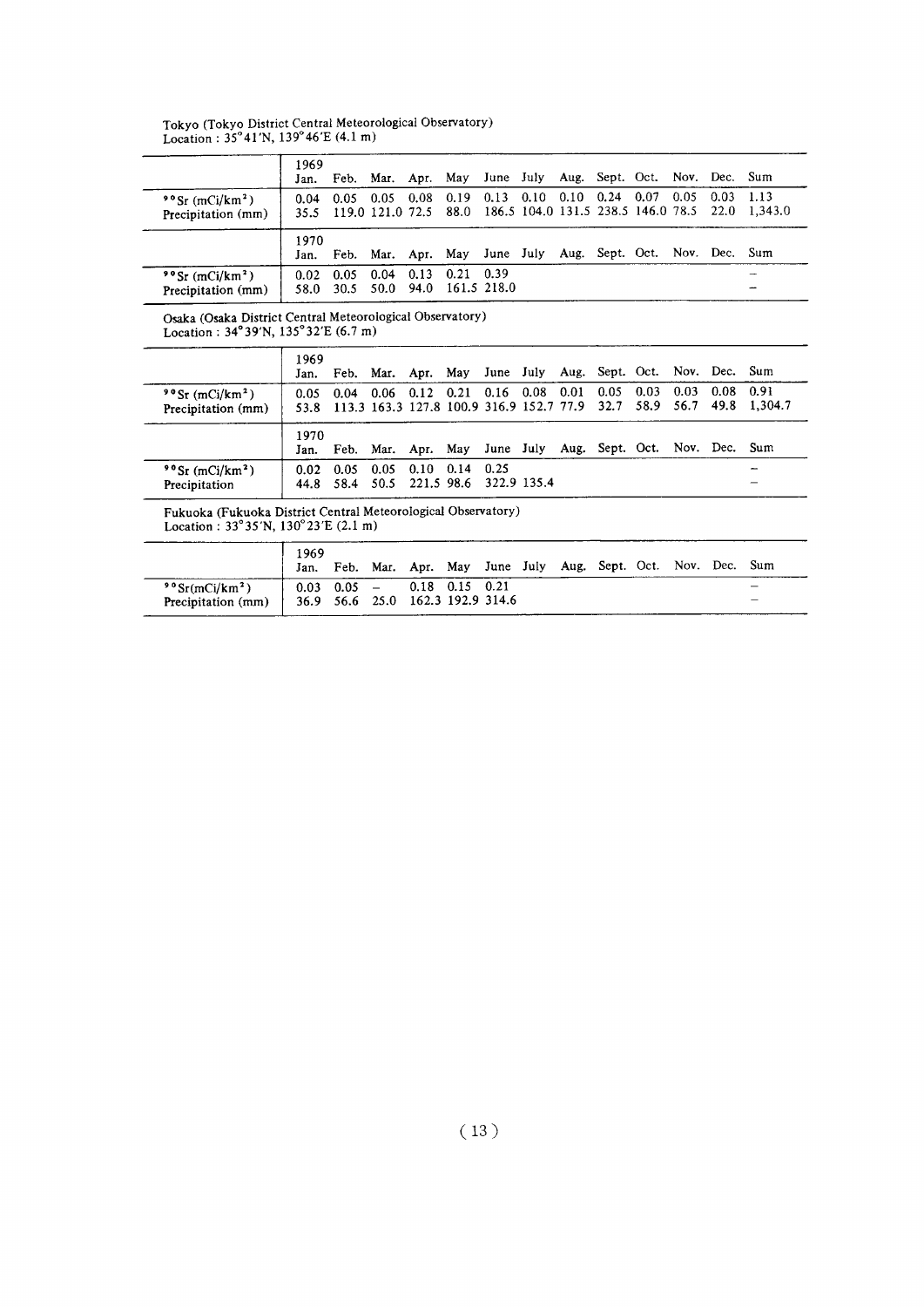Tokyo (Tokyo District Central Meteorological Observatory)
Location : 35°41′N, 139°46′E (4.1 m)

| | 1969 Jan. | Feb. | Mar. | Apr. | May | June | July | Aug. | Sept. | Oct. | Nov. | Dec. | Sum |
|---|---|---|---|---|---|---|---|---|---|---|---|---|---|
| $^{90}Sr$ (mCi/km$^2$) | 0.04 | 0.05 | 0.05 | 0.08 | 0.19 | 0.13 | 0.10 | 0.10 | 0.24 | 0.07 | 0.05 | 0.03 | 1.13 |
| Precipitation (mm) | 35.5 | 119.0 | 121.0 | 72.5 | 88.0 | 186.5 | 104.0 | 131.5 | 238.5 | 146.0 | 78.5 | 22.0 | 1,343.0 |

| | 1970 Jan. | Feb. | Mar. | Apr. | May | June | July | Aug. | Sept. | Oct. | Nov. | Dec. | Sum |
|---|---|---|---|---|---|---|---|---|---|---|---|---|---|
| $^{90}Sr$ (mCi/km$^2$) | 0.02 | 0.05 | 0.04 | 0.13 | 0.21 | 0.39 | | | | | | | – |
| Precipitation (mm) | 58.0 | 30.5 | 50.0 | 94.0 | 161.5 | 218.0 | | | | | | | – |

Osaka (Osaka District Central Meteorological Observatory)
Location : 34°39′N, 135°32′E (6.7 m)

| | 1969 Jan. | Feb. | Mar. | Apr. | May | June | July | Aug. | Sept. | Oct. | Nov. | Dec. | Sum |
|---|---|---|---|---|---|---|---|---|---|---|---|---|---|
| $^{90}Sr$ (mCi/km$^2$) | 0.05 | 0.04 | 0.06 | 0.12 | 0.21 | 0.16 | 0.08 | 0.01 | 0.05 | 0.03 | 0.03 | 0.08 | 0.91 |
| Precipitation (mm) | 53.8 | 113.3 | 163.3 | 127.8 | 100.9 | 316.9 | 152.7 | 77.9 | 32.7 | 58.9 | 56.7 | 49.8 | 1,304.7 |

| | 1970 Jan. | Feb. | Mar. | Apr. | May | June | July | Aug. | Sept. | Oct. | Nov. | Dec. | Sum |
|---|---|---|---|---|---|---|---|---|---|---|---|---|---|
| $^{90}Sr$ (mCi/km$^2$) | 0.02 | 0.05 | 0.05 | 0.10 | 0.14 | 0.25 | | | | | | | – |
| Precipitation | 44.8 | 58.4 | 50.5 | 221.5 | 98.6 | 322.9 | 135.4 | | | | | | – |

Fukuoka (Fukuoka District Central Meteorological Observatory)
Location : 33°35′N, 130°23′E (2.1 m)

| | 1969 Jan. | Feb. | Mar. | Apr. | May | June | July | Aug. | Sept. | Oct. | Nov. | Dec. | Sum |
|---|---|---|---|---|---|---|---|---|---|---|---|---|---|
| $^{90}Sr$(mCi/km$^2$) | 0.03 | 0.05 | – | 0.18 | 0.15 | 0.21 | | | | | | | – |
| Precipitation (mm) | 36.9 | 56.6 | 25.0 | 162.3 | 192.9 | 314.6 | | | | | | | – |